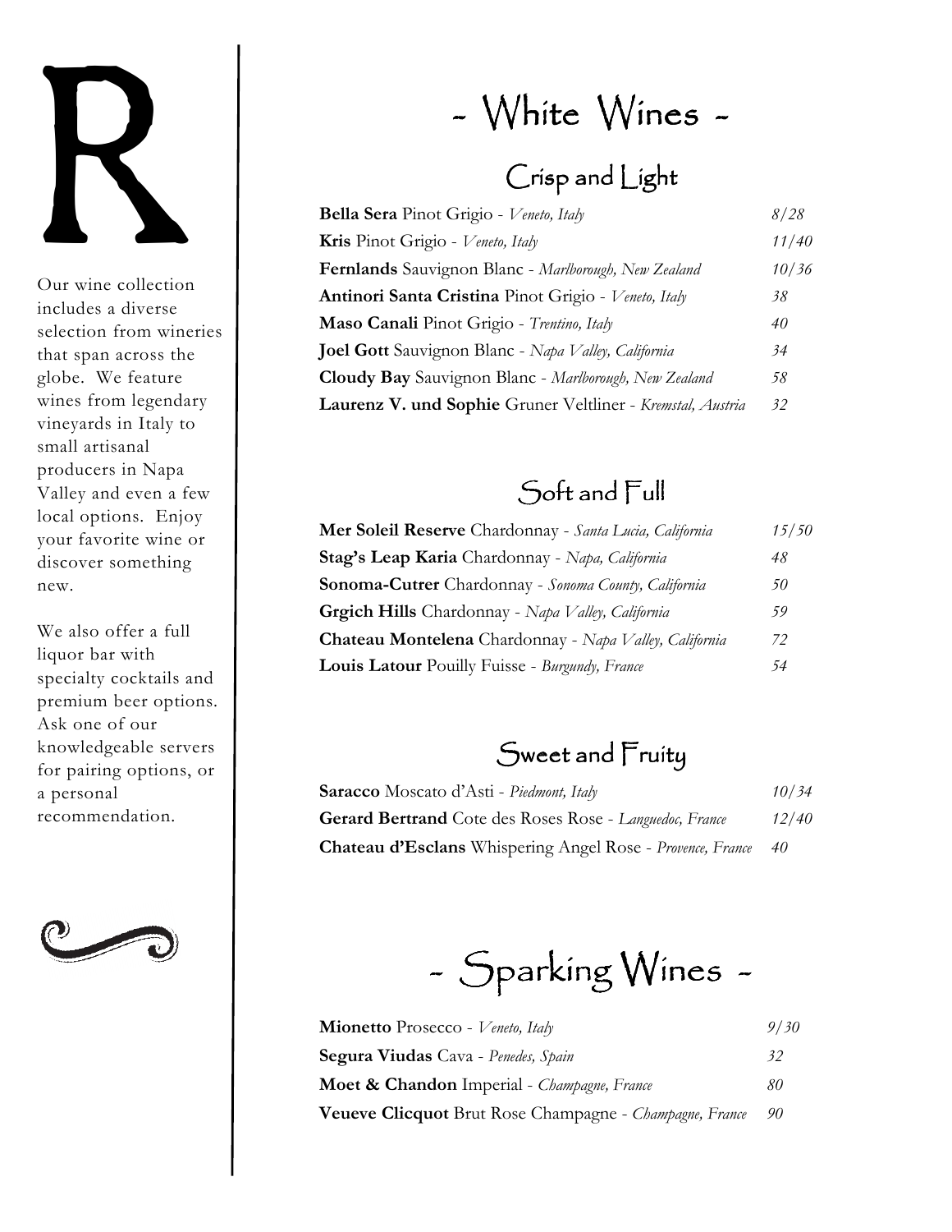R

Our wine collection includes a diverse selection from wineries that span across the globe. We feature wines from legendary vineyards in Italy to small artisanal producers in Napa Valley and even a few local options. Enjoy your favorite wine or discover something new.

We also offer a full liquor bar with specialty cocktails and premium beer options. Ask one of our knowledgeable servers for pairing options, or a personal recommendation.

# - White Wines -

## Crisp and Light

| | |
|---|---|
| **Bella Sera** Pinot Grigio - *Veneto, Italy* | *8/28* |
| **Kris** Pinot Grigio - *Veneto, Italy* | *11/40* |
| **Fernlands** Sauvignon Blanc - *Marlborough, New Zealand* | *10/36* |
| **Antinori Santa Cristina** Pinot Grigio - *Veneto, Italy* | *38* |
| **Maso Canali** Pinot Grigio - *Trentino, Italy* | *40* |
| **Joel Gott** Sauvignon Blanc - *Napa Valley, California* | *34* |
| **Cloudy Bay** Sauvignon Blanc - *Marlborough, New Zealand* | *58* |
| **Laurenz V. und Sophie** Gruner Veltliner - *Kremstal, Austria* | *32* |

## Soft and Full

| | |
|---|---|
| **Mer Soleil Reserve** Chardonnay - *Santa Lucia, California* | *15/50* |
| **Stag's Leap Karia** Chardonnay - *Napa, California* | *48* |
| **Sonoma-Cutrer** Chardonnay - *Sonoma County, California* | *50* |
| **Grgich Hills** Chardonnay - *Napa Valley, California* | *59* |
| **Chateau Montelena** Chardonnay - *Napa Valley, California* | *72* |
| **Louis Latour** Pouilly Fuisse - *Burgundy, France* | *54* |

## Sweet and Fruity

| | |
|---|---|
| **Saracco** Moscato d'Asti - *Piedmont, Italy* | *10/34* |
| **Gerard Bertrand** Cote des Roses Rose - *Languedoc, France* | *12/40* |
| **Chateau d'Esclans** Whispering Angel Rose - *Provence, France* | *40* |

# - Sparking Wines -

| | |
|---|---|
| **Mionetto** Prosecco - *Veneto, Italy* | *9/30* |
| **Segura Viudas** Cava - *Penedes, Spain* | *32* |
| **Moet & Chandon** Imperial - *Champagne, France* | *80* |
| **Veueve Clicquot** Brut Rose Champagne - *Champagne, France* | *90* |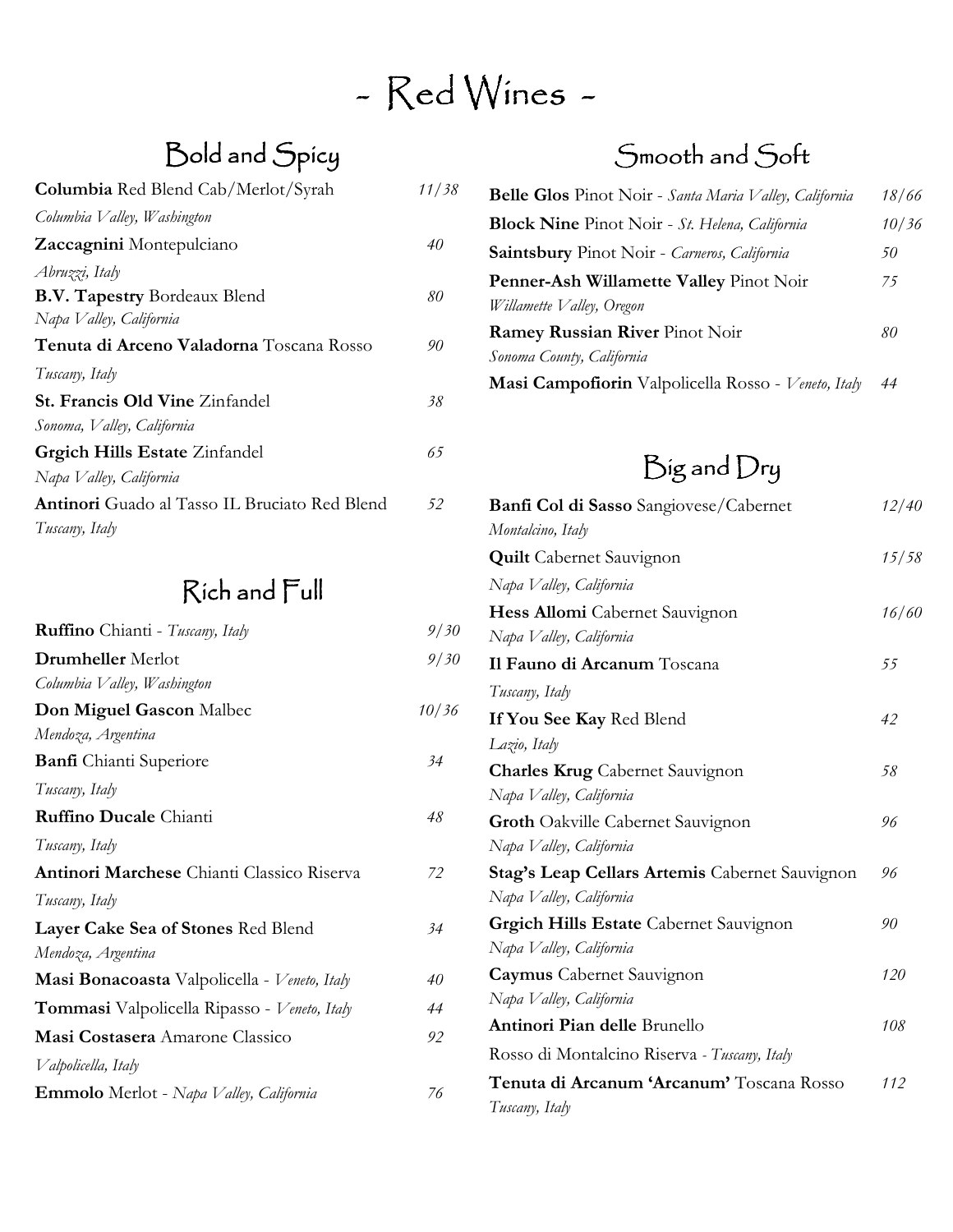# - Red Wines -

## Bold and Spicy

**Columbia** Red Blend Cab/Merlot/Syrah — *11/38*
*Columbia Valley, Washington*

**Zaccagnini** Montepulciano — *40*
*Abruzzi, Italy*

**B.V. Tapestry** Bordeaux Blend — *80*
*Napa Valley, California*

**Tenuta di Arceno Valadorna** Toscana Rosso — *90*
*Tuscany, Italy*

**St. Francis Old Vine** Zinfandel — *38*
*Sonoma, Valley, California*

**Grgich Hills Estate** Zinfandel — *65*
*Napa Valley, California*

**Antinori** Guado al Tasso IL Bruciato Red Blend — *52*
*Tuscany, Italy*

## Rich and Full

**Ruffino** Chianti - *Tuscany, Italy* — *9/30*

**Drumheller** Merlot — *9/30*
*Columbia Valley, Washington*

**Don Miguel Gascon** Malbec — *10/36*
*Mendoza, Argentina*

**Banfi** Chianti Superiore — *34*
*Tuscany, Italy*

**Ruffino Ducale** Chianti — *48*
*Tuscany, Italy*

**Antinori Marchese** Chianti Classico Riserva — *72*
*Tuscany, Italy*

**Layer Cake Sea of Stones** Red Blend — *34*
*Mendoza, Argentina*

**Masi Bonacoasta** Valpolicella - *Veneto, Italy* — *40*

**Tommasi** Valpolicella Ripasso - *Veneto, Italy* — *44*

**Masi Costasera** Amarone Classico — *92*
*Valpolicella, Italy*

**Emmolo** Merlot - *Napa Valley, California* — *76*

## Smooth and Soft

**Belle Glos** Pinot Noir - *Santa Maria Valley, California* — *18/66*

**Block Nine** Pinot Noir - *St. Helena, California* — *10/36*

**Saintsbury** Pinot Noir - *Carneros, California* — *50*

**Penner-Ash Willamette Valley** Pinot Noir — *75*
*Willamette Valley, Oregon*

**Ramey Russian River** Pinot Noir — *80*
*Sonoma County, California*

**Masi Campofiorin** Valpolicella Rosso - *Veneto, Italy* — *44*

## Big and Dry

**Banfi Col di Sasso** Sangiovese/Cabernet — *12/40*
*Montalcino, Italy*

**Quilt** Cabernet Sauvignon — *15/58*
*Napa Valley, California*

**Hess Allomi** Cabernet Sauvignon — *16/60*
*Napa Valley, California*

**Il Fauno di Arcanum** Toscana — *55*
*Tuscany, Italy*

**If You See Kay** Red Blend — *42*
*Lazio, Italy*

**Charles Krug** Cabernet Sauvignon — *58*
*Napa Valley, California*

**Groth** Oakville Cabernet Sauvignon — *96*
*Napa Valley, California*

**Stag's Leap Cellars Artemis** Cabernet Sauvignon — *96*
*Napa Valley, California*

**Grgich Hills Estate** Cabernet Sauvignon — *90*
*Napa Valley, California*

**Caymus** Cabernet Sauvignon — *120*
*Napa Valley, California*

**Antinori Pian delle** Brunello — *108*
Rosso di Montalcino Riserva - *Tuscany, Italy*

**Tenuta di Arcanum 'Arcanum'** Toscana Rosso — *112*
*Tuscany, Italy*